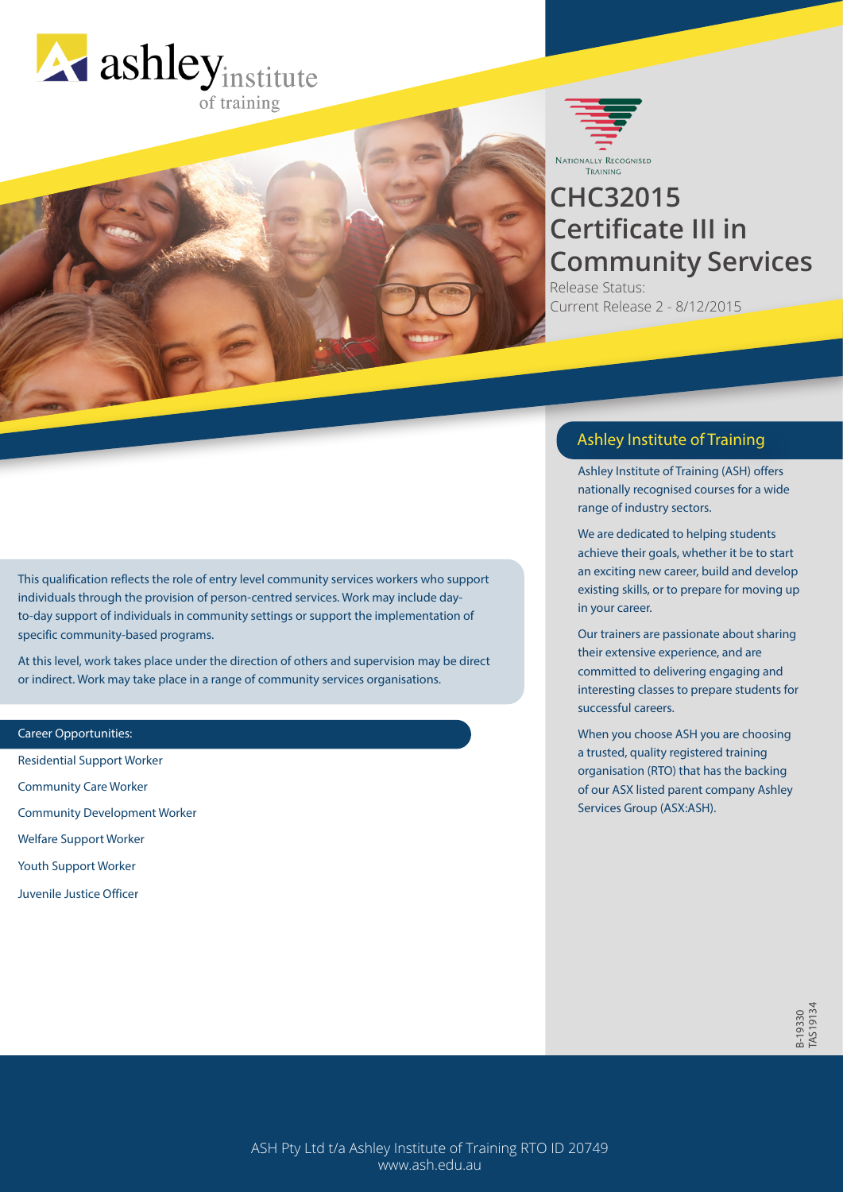ashley institute of training

NATIONALLY RECOGNISED TRAINING

# CHC32015 Certificate III in Community Services

Release Status:
Current Release 2 - 8/12/2015

This qualification reflects the role of entry level community services workers who support individuals through the provision of person-centred services. Work may include day-to-day support of individuals in community settings or support the implementation of specific community-based programs.

At this level, work takes place under the direction of others and supervision may be direct or indirect. Work may take place in a range of community services organisations.

## Career Opportunities:

- Residential Support Worker
- Community Care Worker
- Community Development Worker
- Welfare Support Worker
- Youth Support Worker
- Juvenile Justice Officer

## Ashley Institute of Training

Ashley Institute of Training (ASH) offers nationally recognised courses for a wide range of industry sectors.

We are dedicated to helping students achieve their goals, whether it be to start an exciting new career, build and develop existing skills, or to prepare for moving up in your career.

Our trainers are passionate about sharing their extensive experience, and are committed to delivering engaging and interesting classes to prepare students for successful careers.

When you choose ASH you are choosing a trusted, quality registered training organisation (RTO) that has the backing of our ASX listed parent company Ashley Services Group (ASX:ASH).

B-19330
TAS19134

ASH Pty Ltd t/a Ashley Institute of Training RTO ID 20749
www.ash.edu.au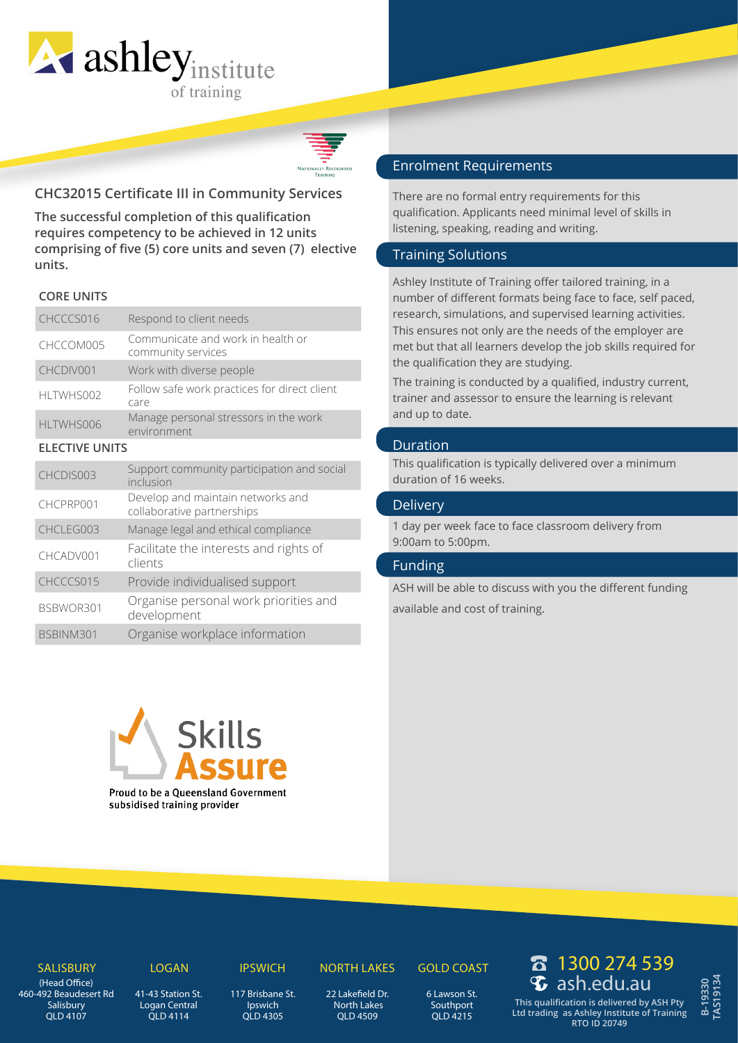ashley institute of training

NATIONALLY RECOGNISED TRAINING

## CHC32015 Certificate III in Community Services

**The successful completion of this qualification requires competency to be achieved in 12 units comprising of five (5) core units and seven (7) elective units.**

### CORE UNITS

| | |
|---|---|
| CHCCCS016 | Respond to client needs |
| CHCCOM005 | Communicate and work in health or community services |
| CHCDIV001 | Work with diverse people |
| HLTWHS002 | Follow safe work practices for direct client care |
| HLTWHS006 | Manage personal stressors in the work environment |

### ELECTIVE UNITS

| | |
|---|---|
| CHCDIS003 | Support community participation and social inclusion |
| CHCPRP001 | Develop and maintain networks and collaborative partnerships |
| CHCLEG003 | Manage legal and ethical compliance |
| CHCADV001 | Facilitate the interests and rights of clients |
| CHCCCS015 | Provide individualised support |
| BSBWOR301 | Organise personal work priorities and development |
| BSBINM301 | Organise workplace information |

## Enrolment Requirements

There are no formal entry requirements for this qualification. Applicants need minimal level of skills in listening, speaking, reading and writing.

## Training Solutions

Ashley Institute of Training offer tailored training, in a number of different formats being face to face, self paced, research, simulations, and supervised learning activities. This ensures not only are the needs of the employer are met but that all learners develop the job skills required for the qualification they are studying.

The training is conducted by a qualified, industry current, trainer and assessor to ensure the learning is relevant and up to date.

## Duration

This qualification is typically delivered over a minimum duration of 16 weeks.

## Delivery

1 day per week face to face classroom delivery from 9:00am to 5:00pm.

## Funding

ASH will be able to discuss with you the different funding available and cost of training.

Skills Assure

Proud to be a Queensland Government subsidised training provider

**SALISBURY**
(Head Office)
460-492 Beaudesert Rd
Salisbury
QLD 4107

**LOGAN**
41-43 Station St.
Logan Central
QLD 4114

**IPSWICH**
117 Brisbane St.
Ipswich
QLD 4305

**NORTH LAKES**
22 Lakefield Dr.
North Lakes
QLD 4509

**GOLD COAST**
6 Lawson St.
Southport
QLD 4215

1300 274 539
ash.edu.au

This qualification is delivered by ASH Pty Ltd trading as Ashley Institute of Training RTO ID 20749

B-19330
TAS19134